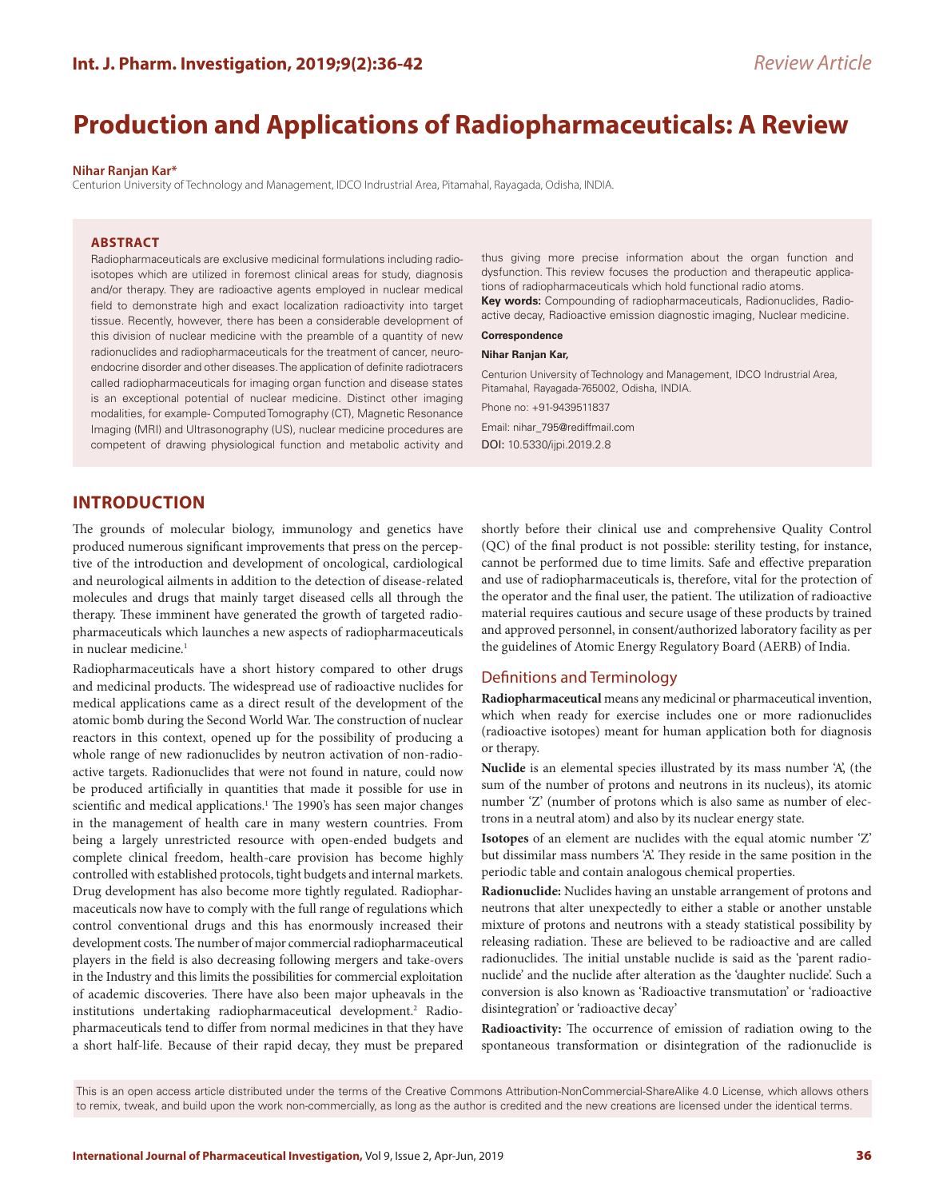Review Article

# Production and Applications of Radiopharmaceuticals: A Review

**Nihar Ranjan Kar***

Centurion University of Technology and Management, IDCO Indrustrial Area, Pitamahal, Rayagada, Odisha, INDIA.

## ABSTRACT

Radiopharmaceuticals are exclusive medicinal formulations including radioisotopes which are utilized in foremost clinical areas for study, diagnosis and/or therapy. They are radioactive agents employed in nuclear medical field to demonstrate high and exact localization radioactivity into target tissue. Recently, however, there has been a considerable development of this division of nuclear medicine with the preamble of a quantity of new radionuclides and radiopharmaceuticals for the treatment of cancer, neuroendocrine disorder and other diseases. The application of definite radiotracers called radiopharmaceuticals for imaging organ function and disease states is an exceptional potential of nuclear medicine. Distinct other imaging modalities, for example- Computed Tomography (CT), Magnetic Resonance Imaging (MRI) and Ultrasonography (US), nuclear medicine procedures are competent of drawing physiological function and metabolic activity and thus giving more precise information about the organ function and dysfunction. This review focuses the production and therapeutic applications of radiopharmaceuticals which hold functional radio atoms.

**Key words:** Compounding of radiopharmaceuticals, Radionuclides, Radioactive decay, Radioactive emission diagnostic imaging, Nuclear medicine.

**Correspondence**

**Nihar Ranjan Kar,**

Centurion University of Technology and Management, IDCO Indrustrial Area, Pitamahal, Rayagada-765002, Odisha, INDIA.

Phone no: +91-9439511837

Email: nihar_795@rediffmail.com

DOI: 10.5330/ijpi.2019.2.8

## INTRODUCTION

The grounds of molecular biology, immunology and genetics have produced numerous significant improvements that press on the perceptive of the introduction and development of oncological, cardiological and neurological ailments in addition to the detection of disease-related molecules and drugs that mainly target diseased cells all through the therapy. These imminent have generated the growth of targeted radiopharmaceuticals which launches a new aspects of radiopharmaceuticals in nuclear medicine.[1]

Radiopharmaceuticals have a short history compared to other drugs and medicinal products. The widespread use of radioactive nuclides for medical applications came as a direct result of the development of the atomic bomb during the Second World War. The construction of nuclear reactors in this context, opened up for the possibility of producing a whole range of new radionuclides by neutron activation of non-radioactive targets. Radionuclides that were not found in nature, could now be produced artificially in quantities that made it possible for use in scientific and medical applications.[1] The 1990's has seen major changes in the management of health care in many western countries. From being a largely unrestricted resource with open-ended budgets and complete clinical freedom, health-care provision has become highly controlled with established protocols, tight budgets and internal markets. Drug development has also become more tightly regulated. Radiopharmaceuticals now have to comply with the full range of regulations which control conventional drugs and this has enormously increased their development costs. The number of major commercial radiopharmaceutical players in the field is also decreasing following mergers and take-overs in the Industry and this limits the possibilities for commercial exploitation of academic discoveries. There have also been major upheavals in the institutions undertaking radiopharmaceutical development.[2] Radiopharmaceuticals tend to differ from normal medicines in that they have a short half-life. Because of their rapid decay, they must be prepared shortly before their clinical use and comprehensive Quality Control (QC) of the final product is not possible: sterility testing, for instance, cannot be performed due to time limits. Safe and effective preparation and use of radiopharmaceuticals is, therefore, vital for the protection of the operator and the final user, the patient. The utilization of radioactive material requires cautious and secure usage of these products by trained and approved personnel, in consent/authorized laboratory facility as per the guidelines of Atomic Energy Regulatory Board (AERB) of India.

### Definitions and Terminology

**Radiopharmaceutical** means any medicinal or pharmaceutical invention, which when ready for exercise includes one or more radionuclides (radioactive isotopes) meant for human application both for diagnosis or therapy.

**Nuclide** is an elemental species illustrated by its mass number 'A', (the sum of the number of protons and neutrons in its nucleus), its atomic number 'Z' (number of protons which is also same as number of electrons in a neutral atom) and also by its nuclear energy state.

**Isotopes** of an element are nuclides with the equal atomic number 'Z' but dissimilar mass numbers 'A'. They reside in the same position in the periodic table and contain analogous chemical properties.

**Radionuclide:** Nuclides having an unstable arrangement of protons and neutrons that alter unexpectedly to either a stable or another unstable mixture of protons and neutrons with a steady statistical possibility by releasing radiation. These are believed to be radioactive and are called radionuclides. The initial unstable nuclide is said as the 'parent radionuclide' and the nuclide after alteration as the 'daughter nuclide'. Such a conversion is also known as 'Radioactive transmutation' or 'radioactive disintegration' or 'radioactive decay'

**Radioactivity:** The occurrence of emission of radiation owing to the spontaneous transformation or disintegration of the radionuclide is

This is an open access article distributed under the terms of the Creative Commons Attribution-NonCommercial-ShareAlike 4.0 License, which allows others to remix, tweak, and build upon the work non-commercially, as long as the author is credited and the new creations are licensed under the identical terms.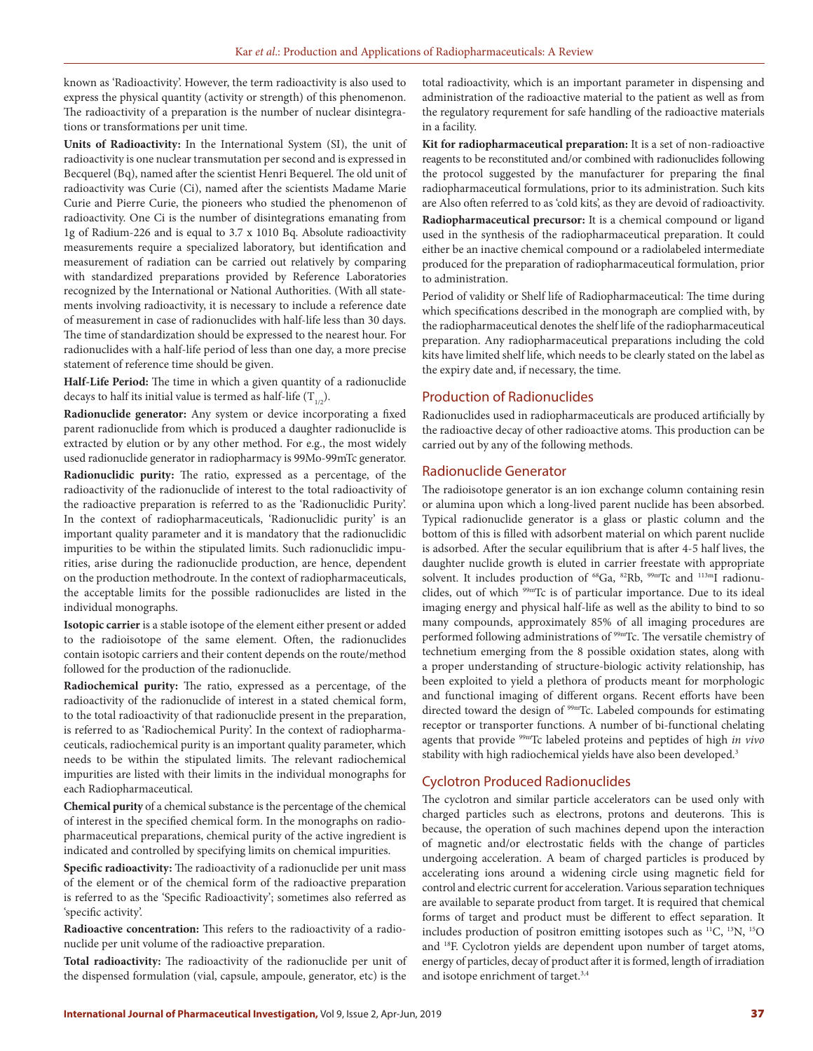known as 'Radioactivity'. However, the term radioactivity is also used to express the physical quantity (activity or strength) of this phenomenon. The radioactivity of a preparation is the number of nuclear disintegrations or transformations per unit time.

**Units of Radioactivity:** In the International System (SI), the unit of radioactivity is one nuclear transmutation per second and is expressed in Becquerel (Bq), named after the scientist Henri Bequerel. The old unit of radioactivity was Curie (Ci), named after the scientists Madame Marie Curie and Pierre Curie, the pioneers who studied the phenomenon of radioactivity. One Ci is the number of disintegrations emanating from 1g of Radium-226 and is equal to 3.7 x 1010 Bq. Absolute radioactivity measurements require a specialized laboratory, but identification and measurement of radiation can be carried out relatively by comparing with standardized preparations provided by Reference Laboratories recognized by the International or National Authorities. (With all statements involving radioactivity, it is necessary to include a reference date of measurement in case of radionuclides with half-life less than 30 days. The time of standardization should be expressed to the nearest hour. For radionuclides with a half-life period of less than one day, a more precise statement of reference time should be given.

**Half-Life Period:** The time in which a given quantity of a radionuclide decays to half its initial value is termed as half-life ($T_{1/2}$).

**Radionuclide generator:** Any system or device incorporating a fixed parent radionuclide from which is produced a daughter radionuclide is extracted by elution or by any other method. For e.g., the most widely used radionuclide generator in radiopharmacy is 99Mo-99mTc generator.

**Radionuclidic purity:** The ratio, expressed as a percentage, of the radioactivity of the radionuclide of interest to the total radioactivity of the radioactive preparation is referred to as the 'Radionuclidic Purity'. In the context of radiopharmaceuticals, 'Radionuclidic purity' is an important quality parameter and it is mandatory that the radionuclidic impurities to be within the stipulated limits. Such radionuclidic impurities, arise during the radionuclide production, are hence, dependent on the production methodroute. In the context of radiopharmaceuticals, the acceptable limits for the possible radionuclides are listed in the individual monographs.

**Isotopic carrier** is a stable isotope of the element either present or added to the radioisotope of the same element. Often, the radionuclides contain isotopic carriers and their content depends on the route/method followed for the production of the radionuclide.

**Radiochemical purity:** The ratio, expressed as a percentage, of the radioactivity of the radionuclide of interest in a stated chemical form, to the total radioactivity of that radionuclide present in the preparation, is referred to as 'Radiochemical Purity'. In the context of radiopharmaceuticals, radiochemical purity is an important quality parameter, which needs to be within the stipulated limits. The relevant radiochemical impurities are listed with their limits in the individual monographs for each Radiopharmaceutical.

**Chemical purity** of a chemical substance is the percentage of the chemical of interest in the specified chemical form. In the monographs on radiopharmaceutical preparations, chemical purity of the active ingredient is indicated and controlled by specifying limits on chemical impurities.

**Specific radioactivity:** The radioactivity of a radionuclide per unit mass of the element or of the chemical form of the radioactive preparation is referred to as the 'Specific Radioactivity'; sometimes also referred as 'specific activity'.

**Radioactive concentration:** This refers to the radioactivity of a radionuclide per unit volume of the radioactive preparation.

**Total radioactivity:** The radioactivity of the radionuclide per unit of the dispensed formulation (vial, capsule, ampoule, generator, etc) is the total radioactivity, which is an important parameter in dispensing and administration of the radioactive material to the patient as well as from the regulatory requrement for safe handling of the radioactive materials in a facility.

**Kit for radiopharmaceutical preparation:** It is a set of non-radioactive reagents to be reconstituted and/or combined with radionuclides following the protocol suggested by the manufacturer for preparing the final radiopharmaceutical formulations, prior to its administration. Such kits are Also often referred to as 'cold kits', as they are devoid of radioactivity.

**Radiopharmaceutical precursor:** It is a chemical compound or ligand used in the synthesis of the radiopharmaceutical preparation. It could either be an inactive chemical compound or a radiolabeled intermediate produced for the preparation of radiopharmaceutical formulation, prior to administration.

Period of validity or Shelf life of Radiopharmaceutical: The time during which specifications described in the monograph are complied with, by the radiopharmaceutical denotes the shelf life of the radiopharmaceutical preparation. Any radiopharmaceutical preparations including the cold kits have limited shelf life, which needs to be clearly stated on the label as the expiry date and, if necessary, the time.

## Production of Radionuclides

Radionuclides used in radiopharmaceuticals are produced artificially by the radioactive decay of other radioactive atoms. This production can be carried out by any of the following methods.

## Radionuclide Generator

The radioisotope generator is an ion exchange column containing resin or alumina upon which a long-lived parent nuclide has been absorbed. Typical radionuclide generator is a glass or plastic column and the bottom of this is filled with adsorbent material on which parent nuclide is adsorbed. After the secular equilibrium that is after 4-5 half lives, the daughter nuclide growth is eluted in carrier freestate with appropriate solvent. It includes production of $^{68}$Ga, $^{82}$Rb, $^{99m}$Tc and $^{113m}$I radionuclides, out of which $^{99m}$Tc is of particular importance. Due to its ideal imaging energy and physical half-life as well as the ability to bind to so many compounds, approximately 85% of all imaging procedures are performed following administrations of $^{99m}$Tc. The versatile chemistry of technetium emerging from the 8 possible oxidation states, along with a proper understanding of structure-biologic activity relationship, has been exploited to yield a plethora of products meant for morphologic and functional imaging of different organs. Recent efforts have been directed toward the design of $^{99m}$Tc. Labeled compounds for estimating receptor or transporter functions. A number of bi-functional chelating agents that provide $^{99m}$Tc labeled proteins and peptides of high *in vivo* stability with high radiochemical yields have also been developed.[3]

## Cyclotron Produced Radionuclides

The cyclotron and similar particle accelerators can be used only with charged particles such as electrons, protons and deuterons. This is because, the operation of such machines depend upon the interaction of magnetic and/or electrostatic fields with the change of particles undergoing acceleration. A beam of charged particles is produced by accelerating ions around a widening circle using magnetic field for control and electric current for acceleration. Various separation techniques are available to separate product from target. It is required that chemical forms of target and product must be different to effect separation. It includes production of positron emitting isotopes such as $^{11}$C, $^{13}$N, $^{15}$O and $^{18}$F. Cyclotron yields are dependent upon number of target atoms, energy of particles, decay of product after it is formed, length of irradiation and isotope enrichment of target.[3,4]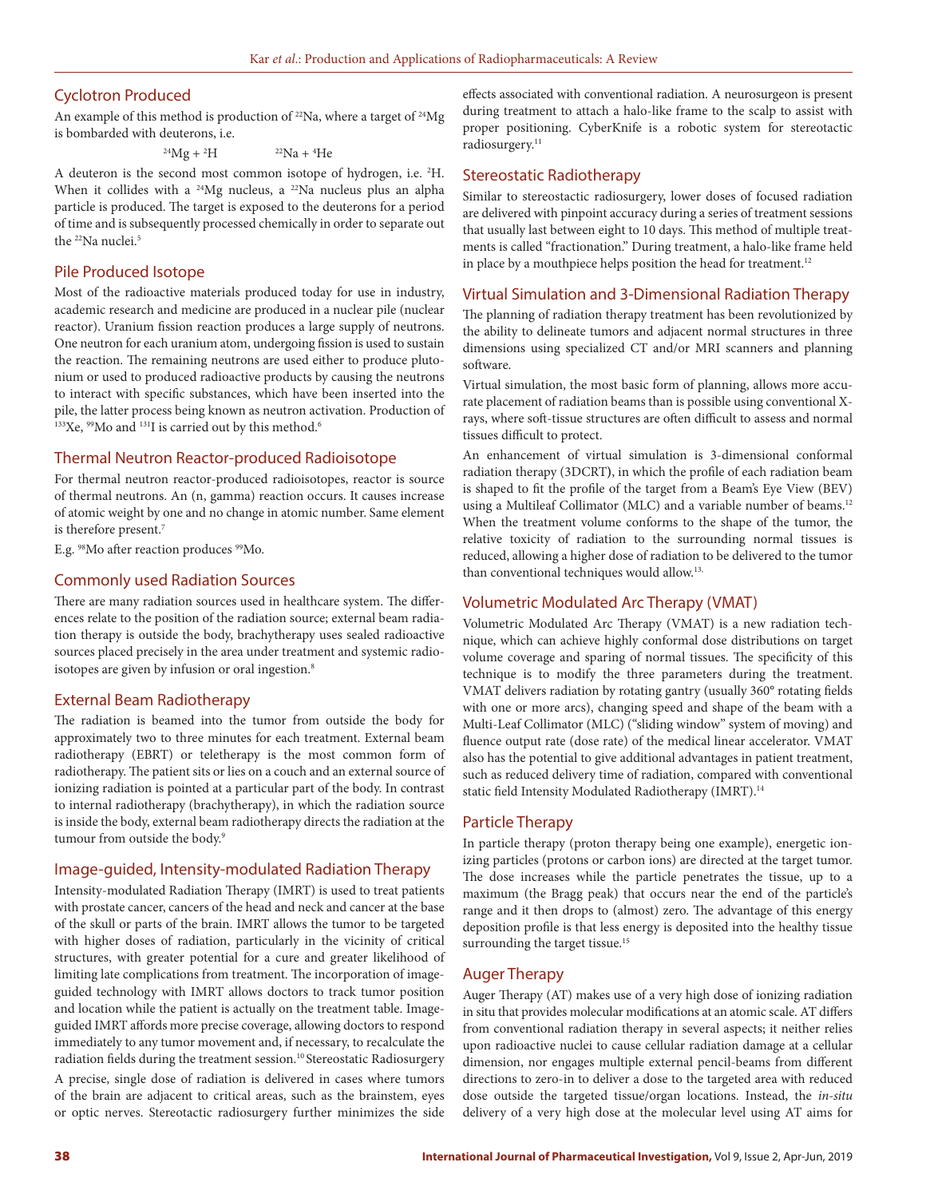## Cyclotron Produced

An example of this method is production of $^{22}Na$, where a target of $^{24}Mg$ is bombarded with deuterons, i.e.

$$^{24}Mg + {}^{2}H \qquad {}^{22}Na + {}^{4}He$$

A deuteron is the second most common isotope of hydrogen, i.e. $^{2}H$. When it collides with a $^{24}Mg$ nucleus, a $^{22}Na$ nucleus plus an alpha particle is produced. The target is exposed to the deuterons for a period of time and is subsequently processed chemically in order to separate out the $^{22}Na$ nuclei.[5]

## Pile Produced Isotope

Most of the radioactive materials produced today for use in industry, academic research and medicine are produced in a nuclear pile (nuclear reactor). Uranium fission reaction produces a large supply of neutrons. One neutron for each uranium atom, undergoing fission is used to sustain the reaction. The remaining neutrons are used either to produce plutonium or used to produced radioactive products by causing the neutrons to interact with specific substances, which have been inserted into the pile, the latter process being known as neutron activation. Production of $^{133}Xe$, $^{99}Mo$ and $^{131}I$ is carried out by this method.[6]

## Thermal Neutron Reactor-produced Radioisotope

For thermal neutron reactor-produced radioisotopes, reactor is source of thermal neutrons. An (n, gamma) reaction occurs. It causes increase of atomic weight by one and no change in atomic number. Same element is therefore present.[7]

E.g. $^{98}Mo$ after reaction produces $^{99}Mo$.

## Commonly used Radiation Sources

There are many radiation sources used in healthcare system. The differences relate to the position of the radiation source; external beam radiation therapy is outside the body, brachytherapy uses sealed radioactive sources placed precisely in the area under treatment and systemic radioisotopes are given by infusion or oral ingestion.[8]

## External Beam Radiotherapy

The radiation is beamed into the tumor from outside the body for approximately two to three minutes for each treatment. External beam radiotherapy (EBRT) or teletherapy is the most common form of radiotherapy. The patient sits or lies on a couch and an external source of ionizing radiation is pointed at a particular part of the body. In contrast to internal radiotherapy (brachytherapy), in which the radiation source is inside the body, external beam radiotherapy directs the radiation at the tumour from outside the body.[9]

## Image-guided, Intensity-modulated Radiation Therapy

Intensity-modulated Radiation Therapy (IMRT) is used to treat patients with prostate cancer, cancers of the head and neck and cancer at the base of the skull or parts of the brain. IMRT allows the tumor to be targeted with higher doses of radiation, particularly in the vicinity of critical structures, with greater potential for a cure and greater likelihood of limiting late complications from treatment. The incorporation of image-guided technology with IMRT allows doctors to track tumor position and location while the patient is actually on the treatment table. Image-guided IMRT affords more precise coverage, allowing doctors to respond immediately to any tumor movement and, if necessary, to recalculate the radiation fields during the treatment session.[10] Stereostatic Radiosurgery

A precise, single dose of radiation is delivered in cases where tumors of the brain are adjacent to critical areas, such as the brainstem, eyes or optic nerves. Stereotactic radiosurgery further minimizes the side effects associated with conventional radiation. A neurosurgeon is present during treatment to attach a halo-like frame to the scalp to assist with proper positioning. CyberKnife is a robotic system for stereotactic radiosurgery.[11]

## Stereostatic Radiotherapy

Similar to stereostactic radiosurgery, lower doses of focused radiation are delivered with pinpoint accuracy during a series of treatment sessions that usually last between eight to 10 days. This method of multiple treatments is called "fractionation." During treatment, a halo-like frame held in place by a mouthpiece helps position the head for treatment.[12]

## Virtual Simulation and 3-Dimensional Radiation Therapy

The planning of radiation therapy treatment has been revolutionized by the ability to delineate tumors and adjacent normal structures in three dimensions using specialized CT and/or MRI scanners and planning software.

Virtual simulation, the most basic form of planning, allows more accurate placement of radiation beams than is possible using conventional X-rays, where soft-tissue structures are often difficult to assess and normal tissues difficult to protect.

An enhancement of virtual simulation is 3-dimensional conformal radiation therapy (3DCRT), in which the profile of each radiation beam is shaped to fit the profile of the target from a Beam's Eye View (BEV) using a Multileaf Collimator (MLC) and a variable number of beams.[12] When the treatment volume conforms to the shape of the tumor, the relative toxicity of radiation to the surrounding normal tissues is reduced, allowing a higher dose of radiation to be delivered to the tumor than conventional techniques would allow.[13]

## Volumetric Modulated Arc Therapy (VMAT)

Volumetric Modulated Arc Therapy (VMAT) is a new radiation technique, which can achieve highly conformal dose distributions on target volume coverage and sparing of normal tissues. The specificity of this technique is to modify the three parameters during the treatment. VMAT delivers radiation by rotating gantry (usually 360° rotating fields with one or more arcs), changing speed and shape of the beam with a Multi-Leaf Collimator (MLC) ("sliding window" system of moving) and fluence output rate (dose rate) of the medical linear accelerator. VMAT also has the potential to give additional advantages in patient treatment, such as reduced delivery time of radiation, compared with conventional static field Intensity Modulated Radiotherapy (IMRT).[14]

## Particle Therapy

In particle therapy (proton therapy being one example), energetic ionizing particles (protons or carbon ions) are directed at the target tumor. The dose increases while the particle penetrates the tissue, up to a maximum (the Bragg peak) that occurs near the end of the particle's range and it then drops to (almost) zero. The advantage of this energy deposition profile is that less energy is deposited into the healthy tissue surrounding the target tissue.[15]

## Auger Therapy

Auger Therapy (AT) makes use of a very high dose of ionizing radiation in situ that provides molecular modifications at an atomic scale. AT differs from conventional radiation therapy in several aspects; it neither relies upon radioactive nuclei to cause cellular radiation damage at a cellular dimension, nor engages multiple external pencil-beams from different directions to zero-in to deliver a dose to the targeted area with reduced dose outside the targeted tissue/organ locations. Instead, the *in-situ* delivery of a very high dose at the molecular level using AT aims for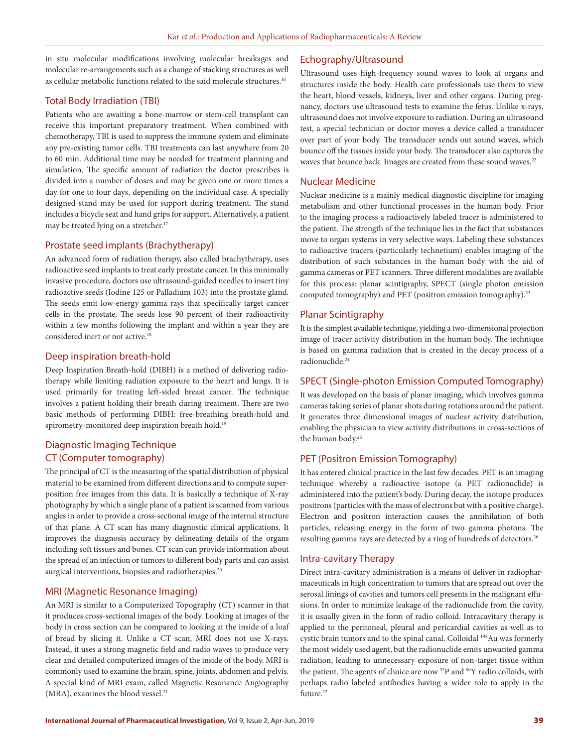in situ molecular modifications involving molecular breakages and molecular re-arrangements such as a change of stacking structures as well as cellular metabolic functions related to the said molecule structures.[16]

## Total Body Irradiation (TBI)

Patients who are awaiting a bone-marrow or stem-cell transplant can receive this important preparatory treatment. When combined with chemotherapy, TBI is used to suppress the immune system and eliminate any pre-existing tumor cells. TBI treatments can last anywhere from 20 to 60 min. Additional time may be needed for treatment planning and simulation. The specific amount of radiation the doctor prescribes is divided into a number of doses and may be given one or more times a day for one to four days, depending on the individual case. A specially designed stand may be used for support during treatment. The stand includes a bicycle seat and hand grips for support. Alternatively, a patient may be treated lying on a stretcher.[17]

## Prostate seed implants (Brachytherapy)

An advanced form of radiation therapy, also called brachytherapy, uses radioactive seed implants to treat early prostate cancer. In this minimally invasive procedure, doctors use ultrasound-guided needles to insert tiny radioactive seeds (Iodine 125 or Palladium 103) into the prostate gland. The seeds emit low-energy gamma rays that specifically target cancer cells in the prostate. The seeds lose 90 percent of their radioactivity within a few months following the implant and within a year they are considered inert or not active.[18]

## Deep inspiration breath-hold

Deep Inspiration Breath-hold (DIBH) is a method of delivering radiotherapy while limiting radiation exposure to the heart and lungs. It is used primarily for treating left-sided breast cancer. The technique involves a patient holding their breath during treatment. There are two basic methods of performing DIBH: free-breathing breath-hold and spirometry-monitored deep inspiration breath hold.[19]

## Diagnostic Imaging Technique

## CT (Computer tomography)

The principal of CT is the measuring of the spatial distribution of physical material to be examined from different directions and to compute superposition free images from this data. It is basically a technique of X-ray photography by which a single plane of a patient is scanned from various angles in order to provide a cross-sectional image of the internal structure of that plane. A CT scan has many diagnostic clinical applications. It improves the diagnosis accuracy by delineating details of the organs including soft tissues and bones. CT scan can provide information about the spread of an infection or tumors to different body parts and can assist surgical interventions, biopsies and radiotherapies.[20]

## MRI (Magnetic Resonance Imaging)

An MRI is similar to a Computerized Topography (CT) scanner in that it produces cross-sectional images of the body. Looking at images of the body in cross section can be compared to looking at the inside of a loaf of bread by slicing it. Unlike a CT scan, MRI does not use X-rays. Instead, it uses a strong magnetic field and radio waves to produce very clear and detailed computerized images of the inside of the body. MRI is commonly used to examine the brain, spine, joints, abdomen and pelvis. A special kind of MRI exam, called Magnetic Resonance Angiography (MRA), examines the blood vessel.[21]

## Echography/Ultrasound

Ultrasound uses high-frequency sound waves to look at organs and structures inside the body. Health care professionals use them to view the heart, blood vessels, kidneys, liver and other organs. During pregnancy, doctors use ultrasound tests to examine the fetus. Unlike x-rays, ultrasound does not involve exposure to radiation. During an ultrasound test, a special technician or doctor moves a device called a transducer over part of your body. The transducer sends out sound waves, which bounce off the tissues inside your body. The transducer also captures the waves that bounce back. Images are created from these sound waves.[22]

## Nuclear Medicine

Nuclear medicine is a mainly medical diagnostic discipline for imaging metabolism and other functional processes in the human body. Prior to the imaging process a radioactively labeled tracer is administered to the patient. The strength of the technique lies in the fact that substances move to organ systems in very selective ways. Labeling these substances to radioactive tracers (particularly technetium) enables imaging of the distribution of such substances in the human body with the aid of gamma cameras or PET scanners. Three different modalities are available for this process: planar scintigraphy, SPECT (single photon emission computed tomography) and PET (positron emission tomography).[23]

## Planar Scintigraphy

It is the simplest available technique, yielding a two-dimensional projection image of tracer activity distribution in the human body. The technique is based on gamma radiation that is created in the decay process of a radionuclide.[24]

## SPECT (Single-photon Emission Computed Tomography)

It was developed on the basis of planar imaging, which involves gamma cameras taking series of planar shots during rotations around the patient. It generates three dimensional images of nuclear activity distribution, enabling the physician to view activity distributions in cross-sections of the human body.[25]

## PET (Positron Emission Tomography)

It has entered clinical practice in the last few decades. PET is an imaging technique whereby a radioactive isotope (a PET radionuclide) is administered into the patient's body. During decay, the isotope produces positrons (particles with the mass of electrons but with a positive charge). Electron and positron interaction causes the annihilation of both particles, releasing energy in the form of two gamma photons. The resulting gamma rays are detected by a ring of hundreds of detectors.[26]

## Intra-cavitary Therapy

Direct intra-cavitary administration is a means of deliver in radiopharmaceuticals in high concentration to tumors that are spread out over the serosal linings of cavities and tumors cell presents in the malignant effusions. In order to minimize leakage of the radionuclide from the cavity, it is usually given in the form of radio colloid. Intracavitary therapy is applied to the peritoneal, pleural and pericardial cavities as well as to cystic brain tumors and to the spinal canal. Colloidal $^{198}$Au was formerly the most widely used agent, but the radionuclide emits unwanted gamma radiation, leading to unnecessary exposure of non-target tissue within the patient. The agents of choice are now $^{32}$P and $^{90}$Y radio colloids, with perhaps radio labeled antibodies having a wider role to apply in the future.[27]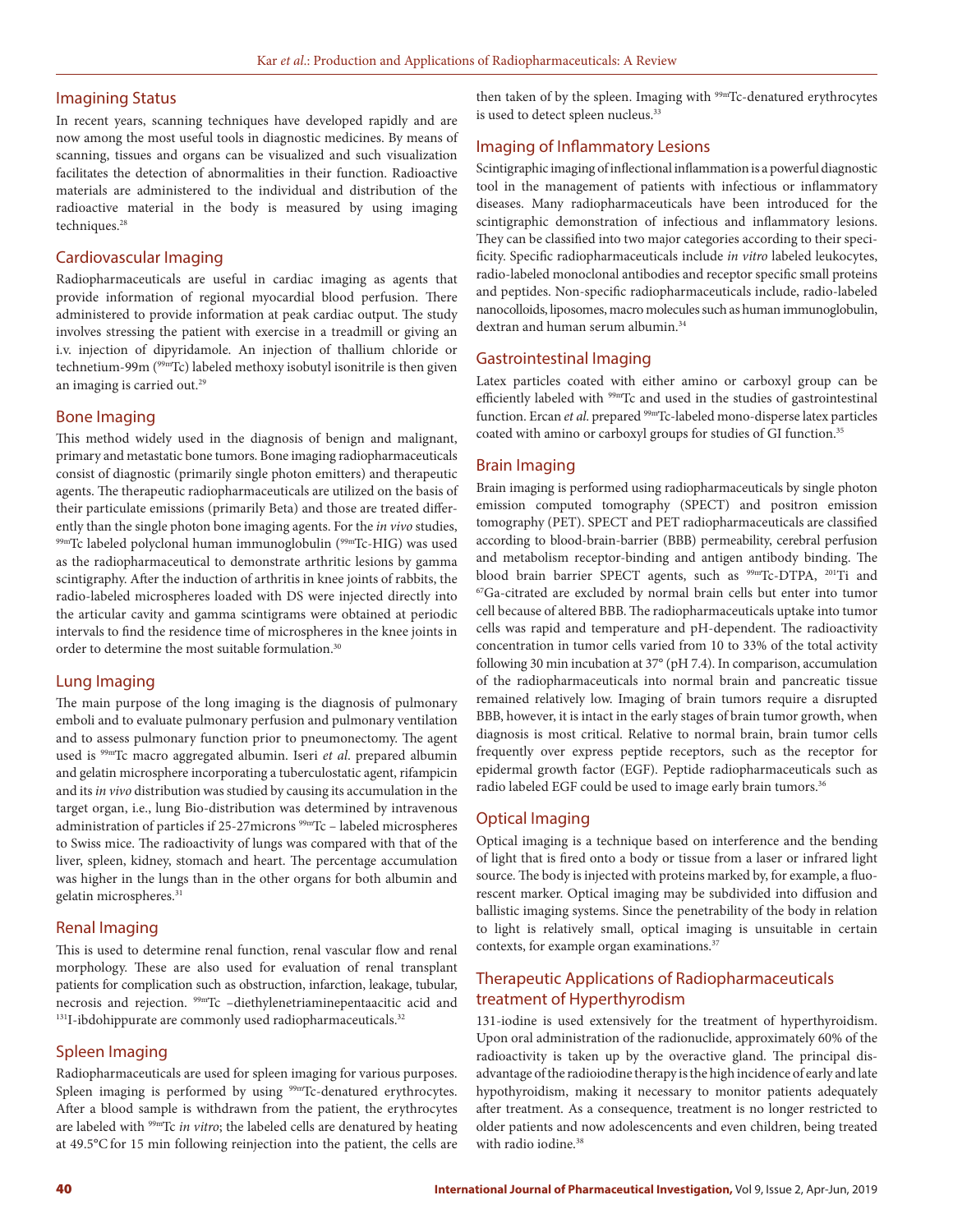## Imagining Status

In recent years, scanning techniques have developed rapidly and are now among the most useful tools in diagnostic medicines. By means of scanning, tissues and organs can be visualized and such visualization facilitates the detection of abnormalities in their function. Radioactive materials are administered to the individual and distribution of the radioactive material in the body is measured by using imaging techniques.[28]

## Cardiovascular Imaging

Radiopharmaceuticals are useful in cardiac imaging as agents that provide information of regional myocardial blood perfusion. There administered to provide information at peak cardiac output. The study involves stressing the patient with exercise in a treadmill or giving an i.v. injection of dipyridamole. An injection of thallium chloride or technetium-99m ($^{99m}$Tc) labeled methoxy isobutyl isonitrile is then given an imaging is carried out.[29]

## Bone Imaging

This method widely used in the diagnosis of benign and malignant, primary and metastatic bone tumors. Bone imaging radiopharmaceuticals consist of diagnostic (primarily single photon emitters) and therapeutic agents. The therapeutic radiopharmaceuticals are utilized on the basis of their particulate emissions (primarily Beta) and those are treated differently than the single photon bone imaging agents. For the *in vivo* studies, $^{99m}$Tc labeled polyclonal human immunoglobulin ($^{99m}$Tc-HIG) was used as the radiopharmaceutical to demonstrate arthritic lesions by gamma scintigraphy. After the induction of arthritis in knee joints of rabbits, the radio-labeled microspheres loaded with DS were injected directly into the articular cavity and gamma scintigrams were obtained at periodic intervals to find the residence time of microspheres in the knee joints in order to determine the most suitable formulation.[30]

## Lung Imaging

The main purpose of the long imaging is the diagnosis of pulmonary emboli and to evaluate pulmonary perfusion and pulmonary ventilation and to assess pulmonary function prior to pneumonectomy. The agent used is $^{99m}$Tc macro aggregated albumin. Iseri *et al*. prepared albumin and gelatin microsphere incorporating a tuberculostatic agent, rifampicin and its *in vivo* distribution was studied by causing its accumulation in the target organ, i.e., lung Bio-distribution was determined by intravenous administration of particles if 25-27microns $^{99m}$Tc – labeled microspheres to Swiss mice. The radioactivity of lungs was compared with that of the liver, spleen, kidney, stomach and heart. The percentage accumulation was higher in the lungs than in the other organs for both albumin and gelatin microspheres.[31]

## Renal Imaging

This is used to determine renal function, renal vascular flow and renal morphology. These are also used for evaluation of renal transplant patients for complication such as obstruction, infarction, leakage, tubular, necrosis and rejection. $^{99m}$Tc –diethylenetriaminepentaacitic acid and $^{131}$I-ibdohippurate are commonly used radiopharmaceuticals.[32]

## Spleen Imaging

Radiopharmaceuticals are used for spleen imaging for various purposes. Spleen imaging is performed by using $^{99m}$Tc-denatured erythrocytes. After a blood sample is withdrawn from the patient, the erythrocytes are labeled with $^{99m}$Tc *in vitro*; the labeled cells are denatured by heating at 49.5°C for 15 min following reinjection into the patient, the cells are then taken of by the spleen. Imaging with $^{99m}$Tc-denatured erythrocytes is used to detect spleen nucleus.[33]

## Imaging of Inflammatory Lesions

Scintigraphic imaging of inflectional inflammation is a powerful diagnostic tool in the management of patients with infectious or inflammatory diseases. Many radiopharmaceuticals have been introduced for the scintigraphic demonstration of infectious and inflammatory lesions. They can be classified into two major categories according to their specificity. Specific radiopharmaceuticals include *in vitro* labeled leukocytes, radio-labeled monoclonal antibodies and receptor specific small proteins and peptides. Non-specific radiopharmaceuticals include, radio-labeled nanocolloids, liposomes, macro molecules such as human immunoglobulin, dextran and human serum albumin.[34]

## Gastrointestinal Imaging

Latex particles coated with either amino or carboxyl group can be efficiently labeled with $^{99m}$Tc and used in the studies of gastrointestinal function. Ercan *et al.* prepared $^{99m}$Tc-labeled mono-disperse latex particles coated with amino or carboxyl groups for studies of GI function.[35]

## Brain Imaging

Brain imaging is performed using radiopharmaceuticals by single photon emission computed tomography (SPECT) and positron emission tomography (PET). SPECT and PET radiopharmaceuticals are classified according to blood-brain-barrier (BBB) permeability, cerebral perfusion and metabolism receptor-binding and antigen antibody binding. The blood brain barrier SPECT agents, such as $^{99m}$Tc-DTPA, $^{201}$Ti and $^{67}$Ga-citrated are excluded by normal brain cells but enter into tumor cell because of altered BBB. The radiopharmaceuticals uptake into tumor cells was rapid and temperature and pH-dependent. The radioactivity concentration in tumor cells varied from 10 to 33% of the total activity following 30 min incubation at 37° (pH 7.4). In comparison, accumulation of the radiopharmaceuticals into normal brain and pancreatic tissue remained relatively low. Imaging of brain tumors require a disrupted BBB, however, it is intact in the early stages of brain tumor growth, when diagnosis is most critical. Relative to normal brain, brain tumor cells frequently over express peptide receptors, such as the receptor for epidermal growth factor (EGF). Peptide radiopharmaceuticals such as radio labeled EGF could be used to image early brain tumors.[36]

## Optical Imaging

Optical imaging is a technique based on interference and the bending of light that is fired onto a body or tissue from a laser or infrared light source. The body is injected with proteins marked by, for example, a fluorescent marker. Optical imaging may be subdivided into diffusion and ballistic imaging systems. Since the penetrability of the body in relation to light is relatively small, optical imaging is unsuitable in certain contexts, for example organ examinations.[37]

## Therapeutic Applications of Radiopharmaceuticals treatment of Hyperthyrodism

131-iodine is used extensively for the treatment of hyperthyroidism. Upon oral administration of the radionuclide, approximately 60% of the radioactivity is taken up by the overactive gland. The principal disadvantage of the radioiodine therapy is the high incidence of early and late hypothyroidism, making it necessary to monitor patients adequately after treatment. As a consequence, treatment is no longer restricted to older patients and now adolescencents and even children, being treated with radio iodine.[38]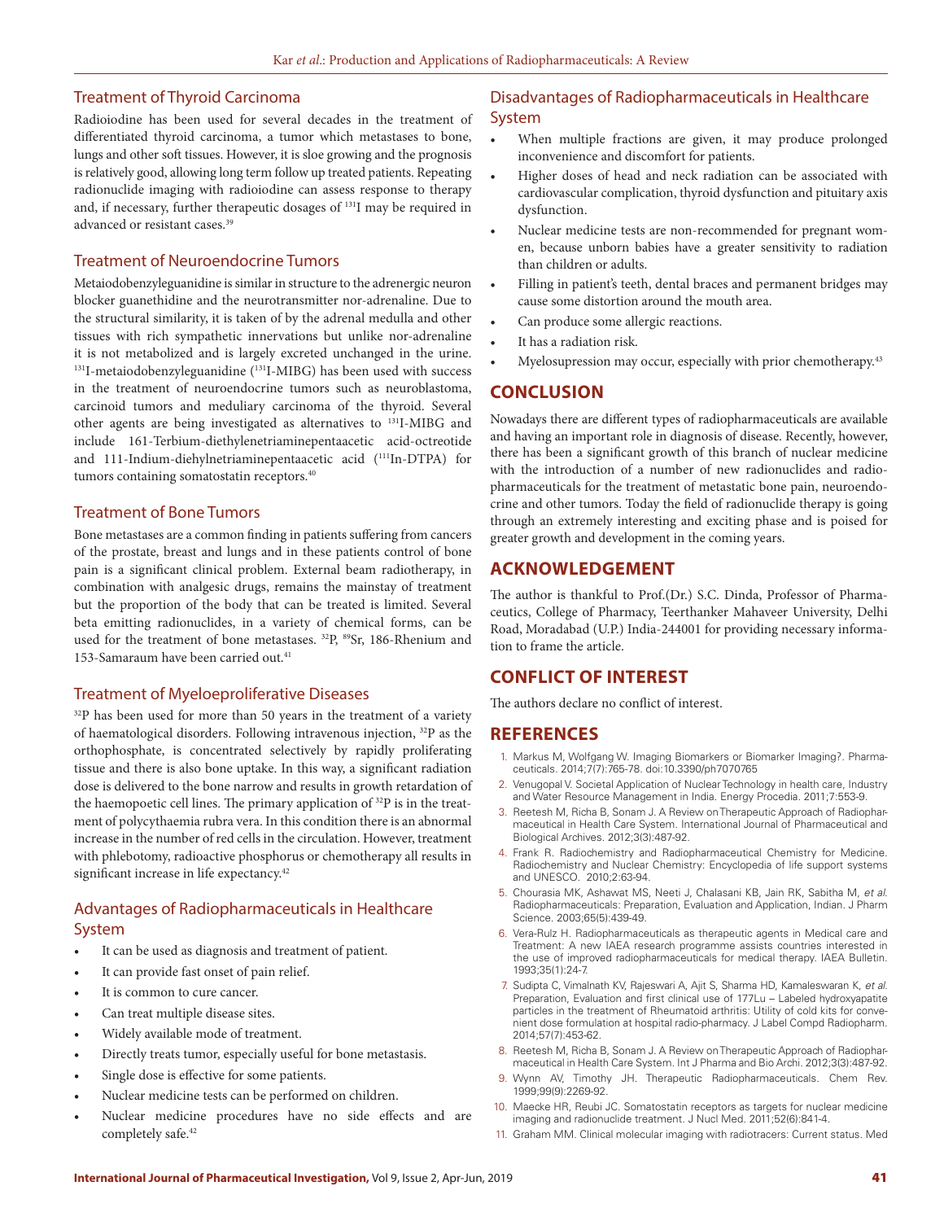## Treatment of Thyroid Carcinoma

Radioiodine has been used for several decades in the treatment of differentiated thyroid carcinoma, a tumor which metastases to bone, lungs and other soft tissues. However, it is sloe growing and the prognosis is relatively good, allowing long term follow up treated patients. Repeating radionuclide imaging with radioiodine can assess response to therapy and, if necessary, further therapeutic dosages of $^{131}$I may be required in advanced or resistant cases.[39]

## Treatment of Neuroendocrine Tumors

Metaiodobenzyleguanidine is similar in structure to the adrenergic neuron blocker guanethidine and the neurotransmitter nor-adrenaline. Due to the structural similarity, it is taken of by the adrenal medulla and other tissues with rich sympathetic innervations but unlike nor-adrenaline it is not metabolized and is largely excreted unchanged in the urine. $^{131}$I-metaiodobenzyleguanidine ($^{131}$I-MIBG) has been used with success in the treatment of neuroendocrine tumors such as neuroblastoma, carcinoid tumors and meduliary carcinoma of the thyroid. Several other agents are being investigated as alternatives to $^{131}$I-MIBG and include 161-Terbium-diethylenetriaminepentaacetic acid-octreotide and 111-Indium-diehylnetriaminepentaacetic acid ($^{111}$In-DTPA) for tumors containing somatostatin receptors.[40]

## Treatment of Bone Tumors

Bone metastases are a common finding in patients suffering from cancers of the prostate, breast and lungs and in these patients control of bone pain is a significant clinical problem. External beam radiotherapy, in combination with analgesic drugs, remains the mainstay of treatment but the proportion of the body that can be treated is limited. Several beta emitting radionuclides, in a variety of chemical forms, can be used for the treatment of bone metastases. $^{32}$P, $^{89}$Sr, 186-Rhenium and 153-Samaraum have been carried out.[41]

## Treatment of Myeloeproliferative Diseases

$^{32}$P has been used for more than 50 years in the treatment of a variety of haematological disorders. Following intravenous injection, $^{32}$P as the orthophosphate, is concentrated selectively by rapidly proliferating tissue and there is also bone uptake. In this way, a significant radiation dose is delivered to the bone narrow and results in growth retardation of the haemopoetic cell lines. The primary application of $^{32}$P is in the treatment of polycythaemia rubra vera. In this condition there is an abnormal increase in the number of red cells in the circulation. However, treatment with phlebotomy, radioactive phosphorus or chemotherapy all results in significant increase in life expectancy.[42]

## Advantages of Radiopharmaceuticals in Healthcare System

- It can be used as diagnosis and treatment of patient.
- It can provide fast onset of pain relief.
- It is common to cure cancer.
- Can treat multiple disease sites.
- Widely available mode of treatment.
- Directly treats tumor, especially useful for bone metastasis.
- Single dose is effective for some patients.
- Nuclear medicine tests can be performed on children.
- Nuclear medicine procedures have no side effects and are completely safe.[42]

## Disadvantages of Radiopharmaceuticals in Healthcare System

- When multiple fractions are given, it may produce prolonged inconvenience and discomfort for patients.
- Higher doses of head and neck radiation can be associated with cardiovascular complication, thyroid dysfunction and pituitary axis dysfunction.
- Nuclear medicine tests are non-recommended for pregnant women, because unborn babies have a greater sensitivity to radiation than children or adults.
- Filling in patient's teeth, dental braces and permanent bridges may cause some distortion around the mouth area.
- Can produce some allergic reactions.
- It has a radiation risk.
- Myelosupression may occur, especially with prior chemotherapy.[43]

# CONCLUSION

Nowadays there are different types of radiopharmaceuticals are available and having an important role in diagnosis of disease. Recently, however, there has been a significant growth of this branch of nuclear medicine with the introduction of a number of new radionuclides and radiopharmaceuticals for the treatment of metastatic bone pain, neuroendocrine and other tumors. Today the field of radionuclide therapy is going through an extremely interesting and exciting phase and is poised for greater growth and development in the coming years.

# ACKNOWLEDGEMENT

The author is thankful to Prof.(Dr.) S.C. Dinda, Professor of Pharmaceutics, College of Pharmacy, Teerthanker Mahaveer University, Delhi Road, Moradabad (U.P.) India-244001 for providing necessary information to frame the article.

# CONFLICT OF INTEREST

The authors declare no conflict of interest.

# REFERENCES

1. Markus M, Wolfgang W. Imaging Biomarkers or Biomarker Imaging?. Pharmaceuticals. 2014;7(7):765-78. doi:10.3390/ph7070765
2. Venugopal V. Societal Application of Nuclear Technology in health care, Industry and Water Resource Management in India. Energy Procedia. 2011;7:553-9.
3. Reetesh M, Richa B, Sonam J. A Review on Therapeutic Approach of Radiopharmaceutical in Health Care System. International Journal of Pharmaceutical and Biological Archives. 2012;3(3):487-92.
4. Frank R. Radiochemistry and Radiopharmaceutical Chemistry for Medicine. Radiochemistry and Nuclear Chemistry: Encyclopedia of life support systems and UNESCO. 2010;2:63-94.
5. Chourasia MK, Ashawat MS, Neeti J, Chalasani KB, Jain RK, Sabitha M, *et al.* Radiopharmaceuticals: Preparation, Evaluation and Application, Indian. J Pharm Science. 2003;65(5):439-49.
6. Vera-Rulz H. Radiopharmaceuticals as therapeutic agents in Medical care and Treatment: A new IAEA research programme assists countries interested in the use of improved radiopharmaceuticals for medical therapy. IAEA Bulletin. 1993;35(1):24-7.
7. Sudipta C, Vimalnath KV, Rajeswari A, Ajit S, Sharma HD, Kamaleswaran K, *et al.* Preparation, Evaluation and first clinical use of 177Lu – Labeled hydroxyapatite particles in the treatment of Rheumatoid arthritis: Utility of cold kits for convenient dose formulation at hospital radio-pharmacy. J Label Compd Radiopharm. 2014;57(7):453-62.
8. Reetesh M, Richa B, Sonam J. A Review on Therapeutic Approach of Radiopharmaceutical in Health Care System. Int J Pharma and Bio Archi. 2012;3(3):487-92.
9. Wynn AV, Timothy JH. Therapeutic Radiopharmaceuticals. Chem Rev. 1999;99(9):2269-92.
10. Maecke HR, Reubi JC. Somatostatin receptors as targets for nuclear medicine imaging and radionuclide treatment. J Nucl Med. 2011;52(6):841-4.
11. Graham MM. Clinical molecular imaging with radiotracers: Current status. Med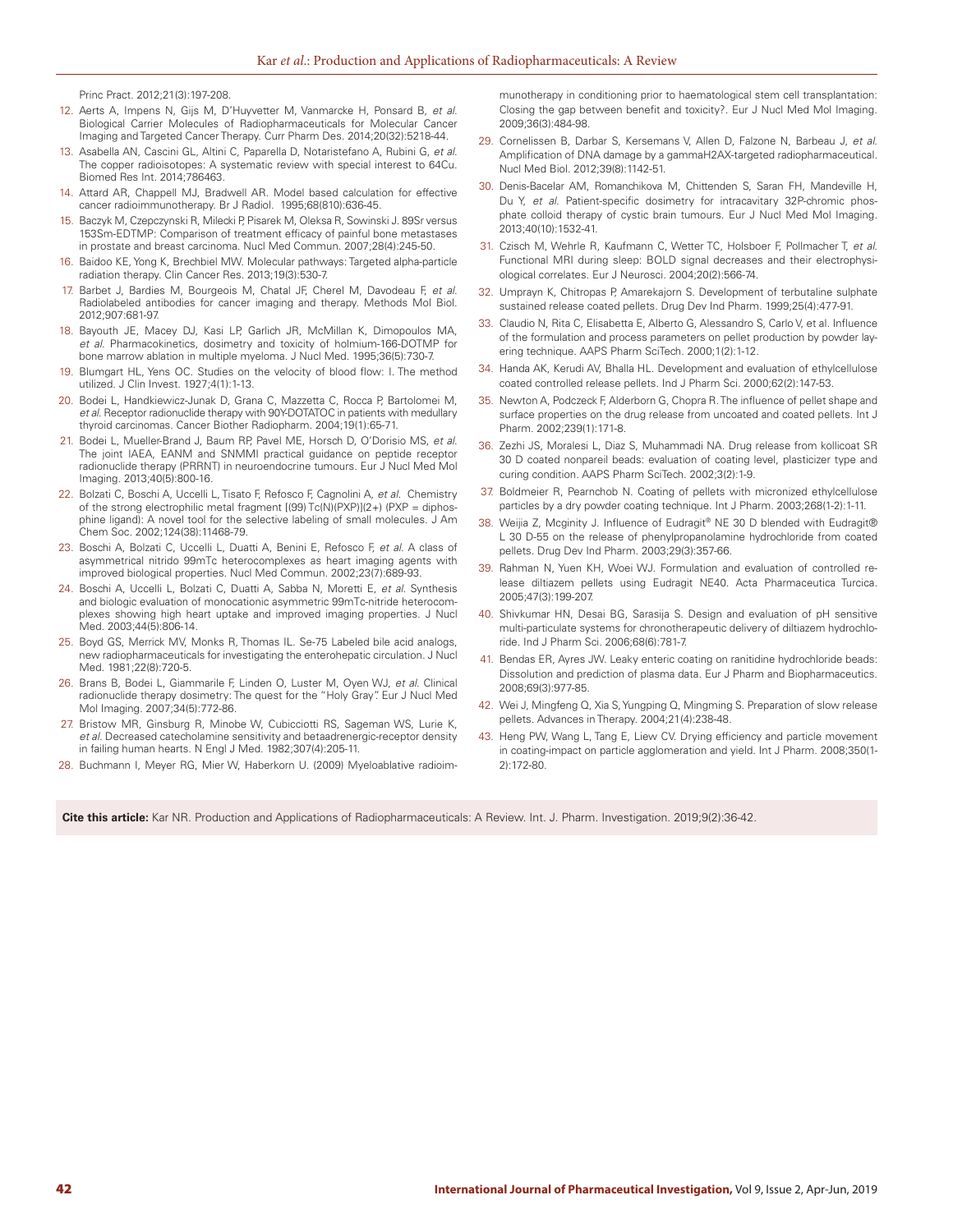Princ Pract. 2012;21(3):197-208.

12. Aerts A, Impens N, Gijs M, D'Huyvetter M, Vanmarcke H, Ponsard B, *et al.* Biological Carrier Molecules of Radiopharmaceuticals for Molecular Cancer Imaging and Targeted Cancer Therapy. Curr Pharm Des. 2014;20(32):5218-44.
13. Asabella AN, Cascini GL, Altini C, Paparella D, Notaristefano A, Rubini G, *et al.* The copper radioisotopes: A systematic review with special interest to 64Cu. Biomed Res Int. 2014;786463.
14. Attard AR, Chappell MJ, Bradwell AR. Model based calculation for effective cancer radioimmunotherapy. Br J Radiol. 1995;68(810):636-45.
15. Baczyk M, Czepczynski R, Milecki P, Pisarek M, Oleksa R, Sowinski J. 89Sr versus 153Sm-EDTMP: Comparison of treatment efficacy of painful bone metastases in prostate and breast carcinoma. Nucl Med Commun. 2007;28(4):245-50.
16. Baidoo KE, Yong K, Brechbiel MW. Molecular pathways: Targeted alpha-particle radiation therapy. Clin Cancer Res. 2013;19(3):530-7.
17. Barbet J, Bardies M, Bourgeois M, Chatal JF, Cherel M, Davodeau F, *et al.* Radiolabeled antibodies for cancer imaging and therapy. Methods Mol Biol. 2012;907:681-97.
18. Bayouth JE, Macey DJ, Kasi LP, Garlich JR, McMillan K, Dimopoulos MA, *et al.* Pharmacokinetics, dosimetry and toxicity of holmium-166-DOTMP for bone marrow ablation in multiple myeloma. J Nucl Med. 1995;36(5):730-7.
19. Blumgart HL, Yens OC. Studies on the velocity of blood flow: I. The method utilized. J Clin Invest. 1927;4(1):1-13.
20. Bodei L, Handkiewicz-Junak D, Grana C, Mazzetta C, Rocca P, Bartolomei M, *et al.* Receptor radionuclide therapy with 90Y-DOTATOC in patients with medullary thyroid carcinomas. Cancer Biother Radiopharm. 2004;19(1):65-71.
21. Bodei L, Mueller-Brand J, Baum RP, Pavel ME, Horsch D, O'Dorisio MS, *et al.* The joint IAEA, EANM and SNMMI practical guidance on peptide receptor radionuclide therapy (PRRNT) in neuroendocrine tumours. Eur J Nucl Med Mol Imaging. 2013;40(5):800-16.
22. Bolzati C, Boschi A, Uccelli L, Tisato F, Refosco F, Cagnolini A, *et al.* Chemistry of the strong electrophilic metal fragment [(99) Tc(N)(PXP)](2+) (PXP = diphosphine ligand): A novel tool for the selective labeling of small molecules. J Am Chem Soc. 2002;124(38):11468-79.
23. Boschi A, Bolzati C, Uccelli L, Duatti A, Benini E, Refosco F, *et al.* A class of asymmetrical nitrido 99mTc heterocomplexes as heart imaging agents with improved biological properties. Nucl Med Commun. 2002;23(7):689-93.
24. Boschi A, Uccelli L, Bolzati C, Duatti A, Sabba N, Moretti E, *et al.* Synthesis and biologic evaluation of monocationic asymmetric 99mTc-nitride heterocomplexes showing high heart uptake and improved imaging properties. J Nucl Med. 2003;44(5):806-14.
25. Boyd GS, Merrick MV, Monks R, Thomas IL. Se-75 Labeled bile acid analogs, new radiopharmaceuticals for investigating the enterohepatic circulation. J Nucl Med. 1981;22(8):720-5.
26. Brans B, Bodei L, Giammarile F, Linden O, Luster M, Oyen WJ, *et al.* Clinical radionuclide therapy dosimetry: The quest for the "Holy Gray". Eur J Nucl Med Mol Imaging. 2007;34(5):772-86.
27. Bristow MR, Ginsburg R, Minobe W, Cubicciotti RS, Sageman WS, Lurie K, *et al.* Decreased catecholamine sensitivity and betaadrenergic-receptor density in failing human hearts. N Engl J Med. 1982;307(4):205-11.
28. Buchmann I, Meyer RG, Mier W, Haberkorn U. (2009) Myeloablative radioimmunotherapy in conditioning prior to haematological stem cell transplantation: Closing the gap between benefit and toxicity?. Eur J Nucl Med Mol Imaging. 2009;36(3):484-98.
29. Cornelissen B, Darbar S, Kersemans V, Allen D, Falzone N, Barbeau J, *et al.* Amplification of DNA damage by a gammaH2AX-targeted radiopharmaceutical. Nucl Med Biol. 2012;39(8):1142-51.
30. Denis-Bacelar AM, Romanchikova M, Chittenden S, Saran FH, Mandeville H, Du Y, *et al.* Patient-specific dosimetry for intracavitary 32P-chromic phosphate colloid therapy of cystic brain tumours. Eur J Nucl Med Mol Imaging. 2013;40(10):1532-41.
31. Czisch M, Wehrle R, Kaufmann C, Wetter TC, Holsboer F, Pollmacher T, *et al.* Functional MRI during sleep: BOLD signal decreases and their electrophysiological correlates. Eur J Neurosci. 2004;20(2):566-74.
32. Umprayn K, Chitropas P, Amarekajorn S. Development of terbutaline sulphate sustained release coated pellets. Drug Dev Ind Pharm. 1999;25(4):477-91.
33. Claudio N, Rita C, Elisabetta E, Alberto G, Alessandro S, Carlo V, et al. Influence of the formulation and process parameters on pellet production by powder layering technique. AAPS Pharm SciTech. 2000;1(2):1-12.
34. Handa AK, Kerudi AV, Bhalla HL. Development and evaluation of ethylcellulose coated controlled release pellets. Ind J Pharm Sci. 2000;62(2):147-53.
35. Newton A, Podczeck F, Alderborn G, Chopra R. The influence of pellet shape and surface properties on the drug release from uncoated and coated pellets. Int J Pharm. 2002;239(1):171-8.
36. Zezhi JS, Moralesi L, Diaz S, Muhammadi NA. Drug release from kollicoat SR 30 D coated nonpareil beads: evaluation of coating level, plasticizer type and curing condition. AAPS Pharm SciTech. 2002;3(2):1-9.
37. Boldmeier R, Pearnchob N. Coating of pellets with micronized ethylcellulose particles by a dry powder coating technique. Int J Pharm. 2003;268(1-2):1-11.
38. Weijia Z, Mcginity J. Influence of Eudragit® NE 30 D blended with Eudragit® L 30 D-55 on the release of phenylpropanolamine hydrochloride from coated pellets. Drug Dev Ind Pharm. 2003;29(3):357-66.
39. Rahman N, Yuen KH, Woei WJ. Formulation and evaluation of controlled release diltiazem pellets using Eudragit NE40. Acta Pharmaceutica Turcica. 2005;47(3):199-207.
40. Shivkumar HN, Desai BG, Sarasija S. Design and evaluation of pH sensitive multi-particulate systems for chronotherapeutic delivery of diltiazem hydrochloride. Ind J Pharm Sci. 2006;68(6):781-7.
41. Bendas ER, Ayres JW. Leaky enteric coating on ranitidine hydrochloride beads: Dissolution and prediction of plasma data. Eur J Pharm and Biopharmaceutics. 2008;69(3):977-85.
42. Wei J, Mingfeng Q, Xia S, Yungping Q, Mingming S. Preparation of slow release pellets. Advances in Therapy. 2004;21(4):238-48.
43. Heng PW, Wang L, Tang E, Liew CV. Drying efficiency and particle movement in coating-impact on particle agglomeration and yield. Int J Pharm. 2008;350(1-2):172-80.

**Cite this article:** Kar NR. Production and Applications of Radiopharmaceuticals: A Review. Int. J. Pharm. Investigation. 2019;9(2):36-42.